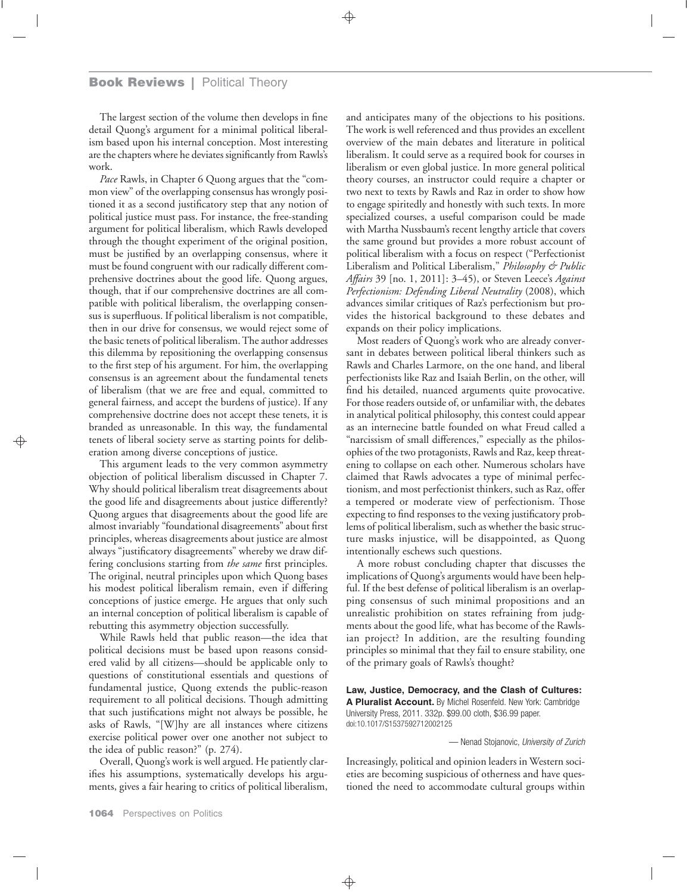The largest section of the volume then develops in fine detail Quong's argument for a minimal political liberalism based upon his internal conception. Most interesting are the chapters where he deviates significantly from Rawls's work.

*Pace* Rawls, in Chapter 6 Quong argues that the "common view" of the overlapping consensus has wrongly positioned it as a second justificatory step that any notion of political justice must pass. For instance, the free-standing argument for political liberalism, which Rawls developed through the thought experiment of the original position, must be justified by an overlapping consensus, where it must be found congruent with our radically different comprehensive doctrines about the good life. Quong argues, though, that if our comprehensive doctrines are all compatible with political liberalism, the overlapping consensus is superfluous. If political liberalism is not compatible, then in our drive for consensus, we would reject some of the basic tenets of political liberalism. The author addresses this dilemma by repositioning the overlapping consensus to the first step of his argument. For him, the overlapping consensus is an agreement about the fundamental tenets of liberalism (that we are free and equal, committed to general fairness, and accept the burdens of justice). If any comprehensive doctrine does not accept these tenets, it is branded as unreasonable. In this way, the fundamental tenets of liberal society serve as starting points for deliberation among diverse conceptions of justice.

This argument leads to the very common asymmetry objection of political liberalism discussed in Chapter 7. Why should political liberalism treat disagreements about the good life and disagreements about justice differently? Quong argues that disagreements about the good life are almost invariably "foundational disagreements" about first principles, whereas disagreements about justice are almost always "justificatory disagreements" whereby we draw differing conclusions starting from *the same* first principles. The original, neutral principles upon which Quong bases his modest political liberalism remain, even if differing conceptions of justice emerge. He argues that only such an internal conception of political liberalism is capable of rebutting this asymmetry objection successfully.

While Rawls held that public reason—the idea that political decisions must be based upon reasons considered valid by all citizens—should be applicable only to questions of constitutional essentials and questions of fundamental justice, Quong extends the public-reason requirement to all political decisions. Though admitting that such justifications might not always be possible, he asks of Rawls, "[W]hy are all instances where citizens exercise political power over one another not subject to the idea of public reason?" (p. 274).

Overall, Quong's work is well argued. He patiently clarifies his assumptions, systematically develops his arguments, gives a fair hearing to critics of political liberalism, and anticipates many of the objections to his positions. The work is well referenced and thus provides an excellent overview of the main debates and literature in political liberalism. It could serve as a required book for courses in liberalism or even global justice. In more general political theory courses, an instructor could require a chapter or two next to texts by Rawls and Raz in order to show how to engage spiritedly and honestly with such texts. In more specialized courses, a useful comparison could be made with Martha Nussbaum's recent lengthy article that covers the same ground but provides a more robust account of political liberalism with a focus on respect ("Perfectionist Liberalism and Political Liberalism," *Philosophy & Public Affairs* 39 [no. 1, 2011]: 3–45), or Steven Leece's *Against Perfectionism: Defending Liberal Neutrality* (2008), which advances similar critiques of Raz's perfectionism but provides the historical background to these debates and expands on their policy implications.

Most readers of Quong's work who are already conversant in debates between political liberal thinkers such as Rawls and Charles Larmore, on the one hand, and liberal perfectionists like Raz and Isaiah Berlin, on the other, will find his detailed, nuanced arguments quite provocative. For those readers outside of, or unfamiliar with, the debates in analytical political philosophy, this contest could appear as an internecine battle founded on what Freud called a "narcissism of small differences," especially as the philosophies of the two protagonists, Rawls and Raz, keep threatening to collapse on each other. Numerous scholars have claimed that Rawls advocates a type of minimal perfectionism, and most perfectionist thinkers, such as Raz, offer a tempered or moderate view of perfectionism. Those expecting to find responses to the vexing justificatory problems of political liberalism, such as whether the basic structure masks injustice, will be disappointed, as Quong intentionally eschews such questions.

A more robust concluding chapter that discusses the implications of Quong's arguments would have been helpful. If the best defense of political liberalism is an overlapping consensus of such minimal propositions and an unrealistic prohibition on states refraining from judgments about the good life, what has become of the Rawlsian project? In addition, are the resulting founding principles so minimal that they fail to ensure stability, one of the primary goals of Rawls's thought?

**Law, Justice, Democracy, and the Clash of Cultures: A Pluralist Account.** By Michel Rosenfeld. New York: Cambridge University Press, 2011. 332p. $99.00 cloth, $36.99 paper. doi:10.1017/S1537592712002125

— Nenad Stojanovic, *University of Zurich*

Increasingly, political and opinion leaders in Western societies are becoming suspicious of otherness and have questioned the need to accommodate cultural groups within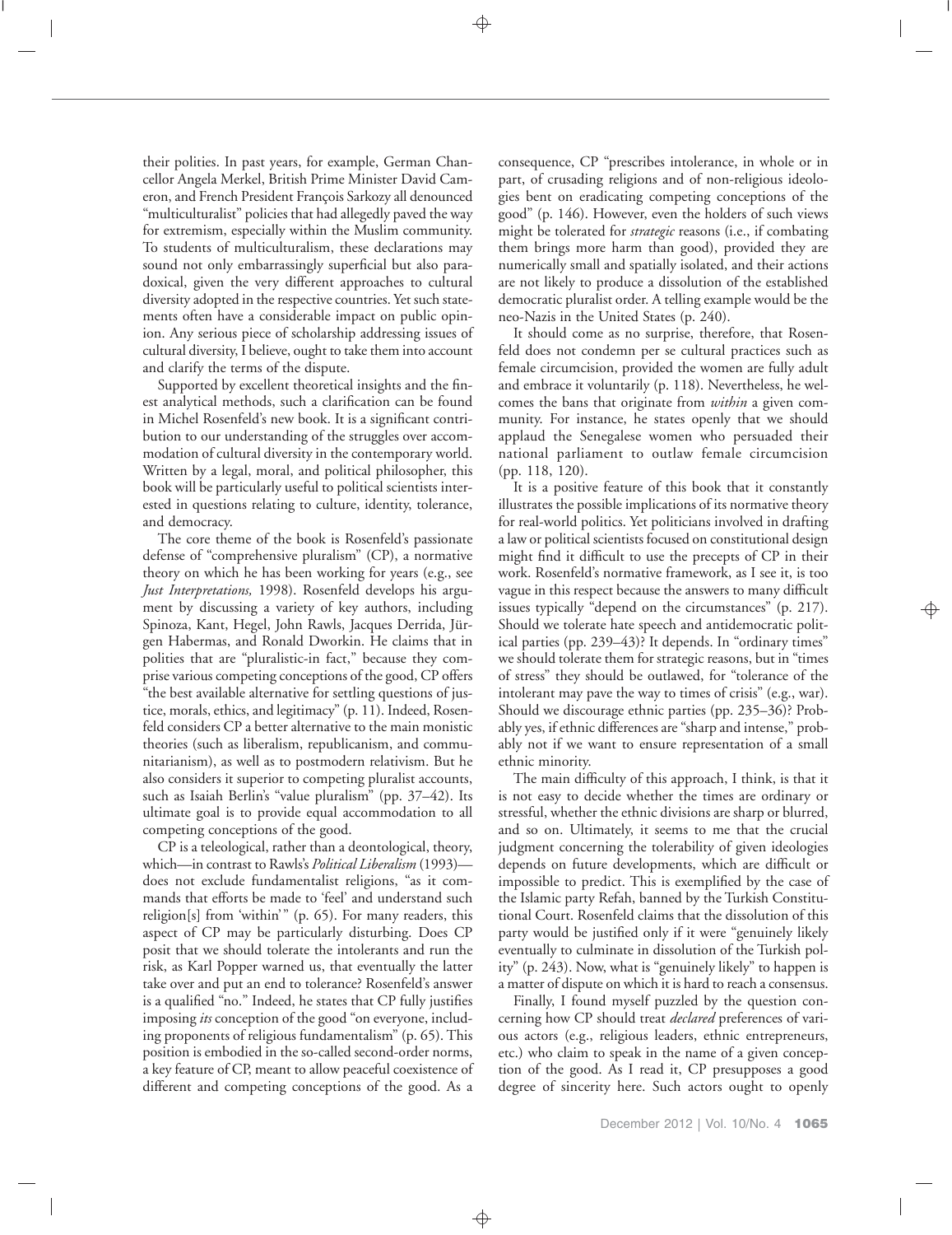their polities. In past years, for example, German Chancellor Angela Merkel, British Prime Minister David Cameron, and French President François Sarkozy all denounced "multiculturalist" policies that had allegedly paved the way for extremism, especially within the Muslim community. To students of multiculturalism, these declarations may sound not only embarrassingly superficial but also paradoxical, given the very different approaches to cultural diversity adopted in the respective countries. Yet such statements often have a considerable impact on public opinion. Any serious piece of scholarship addressing issues of cultural diversity, I believe, ought to take them into account and clarify the terms of the dispute.

Supported by excellent theoretical insights and the finest analytical methods, such a clarification can be found in Michel Rosenfeld's new book. It is a significant contribution to our understanding of the struggles over accommodation of cultural diversity in the contemporary world. Written by a legal, moral, and political philosopher, this book will be particularly useful to political scientists interested in questions relating to culture, identity, tolerance, and democracy.

The core theme of the book is Rosenfeld's passionate defense of "comprehensive pluralism" (CP), a normative theory on which he has been working for years (e.g., see *Just Interpretations,* 1998). Rosenfeld develops his argument by discussing a variety of key authors, including Spinoza, Kant, Hegel, John Rawls, Jacques Derrida, Jürgen Habermas, and Ronald Dworkin. He claims that in polities that are "pluralistic-in fact," because they comprise various competing conceptions of the good, CP offers "the best available alternative for settling questions of justice, morals, ethics, and legitimacy" (p. 11). Indeed, Rosenfeld considers CP a better alternative to the main monistic theories (such as liberalism, republicanism, and communitarianism), as well as to postmodern relativism. But he also considers it superior to competing pluralist accounts, such as Isaiah Berlin's "value pluralism" (pp. 37–42). Its ultimate goal is to provide equal accommodation to all competing conceptions of the good.

CP is a teleological, rather than a deontological, theory, which—in contrast to Rawls's *Political Liberalism* (1993)—does not exclude fundamentalist religions, "as it commands that efforts be made to 'feel' and understand such religion[s] from 'within'" (p. 65). For many readers, this aspect of CP may be particularly disturbing. Does CP posit that we should tolerate the intolerants and run the risk, as Karl Popper warned us, that eventually the latter take over and put an end to tolerance? Rosenfeld's answer is a qualified "no." Indeed, he states that CP fully justifies imposing *its* conception of the good "on everyone, including proponents of religious fundamentalism" (p. 65). This position is embodied in the so-called second-order norms, a key feature of CP, meant to allow peaceful coexistence of different and competing conceptions of the good. As a consequence, CP "prescribes intolerance, in whole or in part, of crusading religions and of non-religious ideologies bent on eradicating competing conceptions of the good" (p. 146). However, even the holders of such views might be tolerated for *strategic* reasons (i.e., if combating them brings more harm than good), provided they are numerically small and spatially isolated, and their actions are not likely to produce a dissolution of the established democratic pluralist order. A telling example would be the neo-Nazis in the United States (p. 240).

It should come as no surprise, therefore, that Rosenfeld does not condemn per se cultural practices such as female circumcision, provided the women are fully adult and embrace it voluntarily (p. 118). Nevertheless, he welcomes the bans that originate from *within* a given community. For instance, he states openly that we should applaud the Senegalese women who persuaded their national parliament to outlaw female circumcision (pp. 118, 120).

It is a positive feature of this book that it constantly illustrates the possible implications of its normative theory for real-world politics. Yet politicians involved in drafting a law or political scientists focused on constitutional design might find it difficult to use the precepts of CP in their work. Rosenfeld's normative framework, as I see it, is too vague in this respect because the answers to many difficult issues typically "depend on the circumstances" (p. 217). Should we tolerate hate speech and antidemocratic political parties (pp. 239–43)? It depends. In "ordinary times" we should tolerate them for strategic reasons, but in "times of stress" they should be outlawed, for "tolerance of the intolerant may pave the way to times of crisis" (e.g., war). Should we discourage ethnic parties (pp. 235–36)? Probably yes, if ethnic differences are "sharp and intense," probably not if we want to ensure representation of a small ethnic minority.

The main difficulty of this approach, I think, is that it is not easy to decide whether the times are ordinary or stressful, whether the ethnic divisions are sharp or blurred, and so on. Ultimately, it seems to me that the crucial judgment concerning the tolerability of given ideologies depends on future developments, which are difficult or impossible to predict. This is exemplified by the case of the Islamic party Refah, banned by the Turkish Constitutional Court. Rosenfeld claims that the dissolution of this party would be justified only if it were "genuinely likely eventually to culminate in dissolution of the Turkish polity" (p. 243). Now, what is "genuinely likely" to happen is a matter of dispute on which it is hard to reach a consensus.

Finally, I found myself puzzled by the question concerning how CP should treat *declared* preferences of various actors (e.g., religious leaders, ethnic entrepreneurs, etc.) who claim to speak in the name of a given conception of the good. As I read it, CP presupposes a good degree of sincerity here. Such actors ought to openly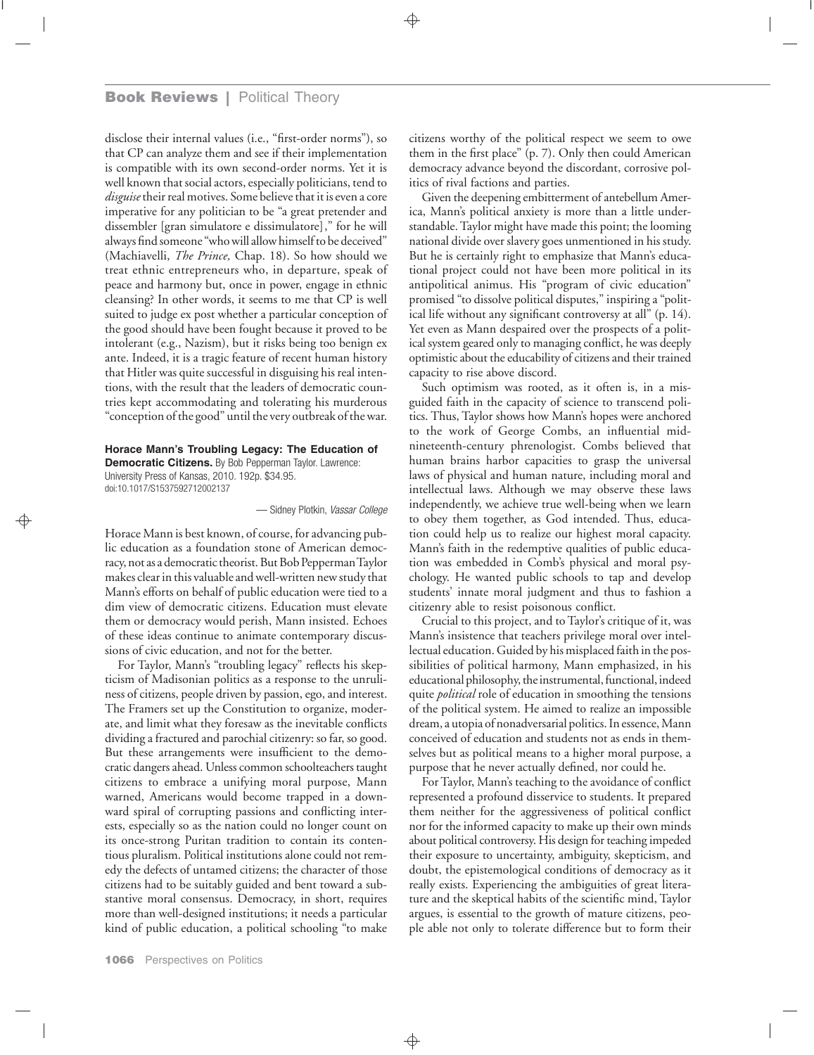disclose their internal values (i.e., "first-order norms"), so that CP can analyze them and see if their implementation is compatible with its own second-order norms. Yet it is well known that social actors, especially politicians, tend to *disguise* their real motives. Some believe that it is even a core imperative for any politician to be "a great pretender and dissembler [gran simulatore e dissimulatore]," for he will always find someone "who will allow himself to be deceived" (Machiavelli, *The Prince,* Chap. 18). So how should we treat ethnic entrepreneurs who, in departure, speak of peace and harmony but, once in power, engage in ethnic cleansing? In other words, it seems to me that CP is well suited to judge ex post whether a particular conception of the good should have been fought because it proved to be intolerant (e.g., Nazism), but it risks being too benign ex ante. Indeed, it is a tragic feature of recent human history that Hitler was quite successful in disguising his real intentions, with the result that the leaders of democratic countries kept accommodating and tolerating his murderous "conception of the good" until the very outbreak of the war.

**Horace Mann's Troubling Legacy: The Education of Democratic Citizens.** By Bob Pepperman Taylor. Lawrence: University Press of Kansas, 2010. 192p. $34.95.
doi:10.1017/S1537592712002137

— Sidney Plotkin, *Vassar College*

Horace Mann is best known, of course, for advancing public education as a foundation stone of American democracy, not as a democratic theorist. But Bob Pepperman Taylor makes clear in this valuable and well-written new study that Mann's efforts on behalf of public education were tied to a dim view of democratic citizens. Education must elevate them or democracy would perish, Mann insisted. Echoes of these ideas continue to animate contemporary discussions of civic education, and not for the better.

For Taylor, Mann's "troubling legacy" reflects his skepticism of Madisonian politics as a response to the unruliness of citizens, people driven by passion, ego, and interest. The Framers set up the Constitution to organize, moderate, and limit what they foresaw as the inevitable conflicts dividing a fractured and parochial citizenry: so far, so good. But these arrangements were insufficient to the democratic dangers ahead. Unless common schoolteachers taught citizens to embrace a unifying moral purpose, Mann warned, Americans would become trapped in a downward spiral of corrupting passions and conflicting interests, especially so as the nation could no longer count on its once-strong Puritan tradition to contain its contentious pluralism. Political institutions alone could not remedy the defects of untamed citizens; the character of those citizens had to be suitably guided and bent toward a substantive moral consensus. Democracy, in short, requires more than well-designed institutions; it needs a particular kind of public education, a political schooling "to make citizens worthy of the political respect we seem to owe them in the first place" (p. 7). Only then could American democracy advance beyond the discordant, corrosive politics of rival factions and parties.

Given the deepening embitterment of antebellum America, Mann's political anxiety is more than a little understandable. Taylor might have made this point; the looming national divide over slavery goes unmentioned in his study. But he is certainly right to emphasize that Mann's educational project could not have been more political in its antipolitical animus. His "program of civic education" promised "to dissolve political disputes," inspiring a "political life without any significant controversy at all" (p. 14). Yet even as Mann despaired over the prospects of a political system geared only to managing conflict, he was deeply optimistic about the educability of citizens and their trained capacity to rise above discord.

Such optimism was rooted, as it often is, in a misguided faith in the capacity of science to transcend politics. Thus, Taylor shows how Mann's hopes were anchored to the work of George Combs, an influential mid-nineteenth-century phrenologist. Combs believed that human brains harbor capacities to grasp the universal laws of physical and human nature, including moral and intellectual laws. Although we may observe these laws independently, we achieve true well-being when we learn to obey them together, as God intended. Thus, education could help us to realize our highest moral capacity. Mann's faith in the redemptive qualities of public education was embedded in Comb's physical and moral psychology. He wanted public schools to tap and develop students' innate moral judgment and thus to fashion a citizenry able to resist poisonous conflict.

Crucial to this project, and to Taylor's critique of it, was Mann's insistence that teachers privilege moral over intellectual education. Guided by his misplaced faith in the possibilities of political harmony, Mann emphasized, in his educational philosophy, the instrumental, functional, indeed quite *political* role of education in smoothing the tensions of the political system. He aimed to realize an impossible dream, a utopia of nonadversarial politics. In essence, Mann conceived of education and students not as ends in themselves but as political means to a higher moral purpose, a purpose that he never actually defined, nor could he.

For Taylor, Mann's teaching to the avoidance of conflict represented a profound disservice to students. It prepared them neither for the aggressiveness of political conflict nor for the informed capacity to make up their own minds about political controversy. His design for teaching impeded their exposure to uncertainty, ambiguity, skepticism, and doubt, the epistemological conditions of democracy as it really exists. Experiencing the ambiguities of great literature and the skeptical habits of the scientific mind, Taylor argues, is essential to the growth of mature citizens, people able not only to tolerate difference but to form their